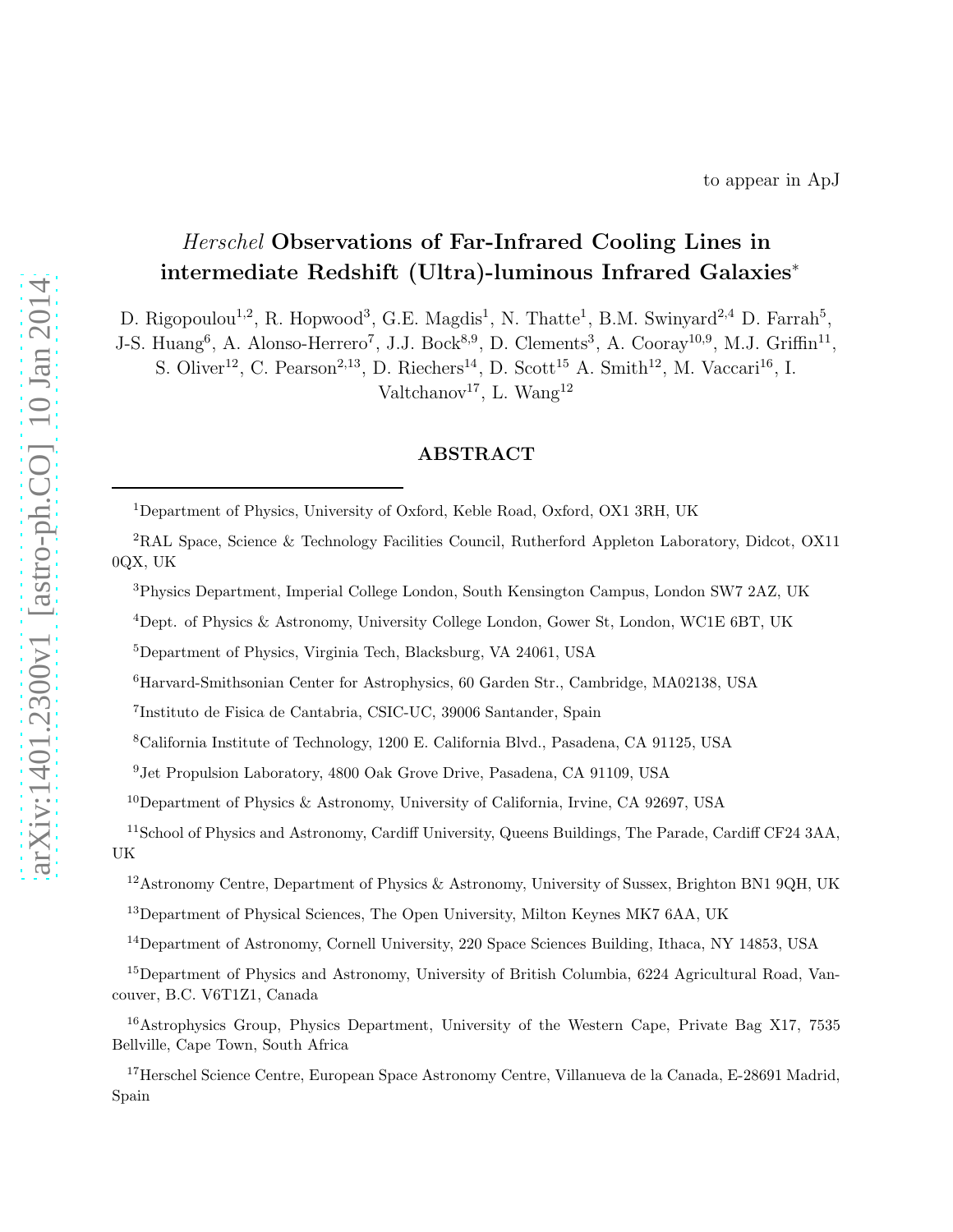to appear in ApJ

# *Herschel* Observations of Far-Infrared Cooling Lines in intermediate Redshift (Ultra)-luminous Infrared Galaxies*

D. Rigopoulou[1,2], R. Hopwood[3], G.E. Magdis[1], N. Thatte[1], B.M. Swinyard[2,4] D. Farrah[5], J-S. Huang[6], A. Alonso-Herrero[7], J.J. Bock[8,9], D. Clements[3], A. Cooray[10,9], M.J. Griffin[11], S. Oliver[12], C. Pearson[2,13], D. Riechers[14], D. Scott[15] A. Smith[12], M. Vaccari[16], I. Valtchanov[17], L. Wang[12]

## ABSTRACT

[1]Department of Physics, University of Oxford, Keble Road, Oxford, OX1 3RH, UK

[2]RAL Space, Science & Technology Facilities Council, Rutherford Appleton Laboratory, Didcot, OX11 0QX, UK

[3]Physics Department, Imperial College London, South Kensington Campus, London SW7 2AZ, UK

[4]Dept. of Physics & Astronomy, University College London, Gower St, London, WC1E 6BT, UK

[5]Department of Physics, Virginia Tech, Blacksburg, VA 24061, USA

[6]Harvard-Smithsonian Center for Astrophysics, 60 Garden Str., Cambridge, MA02138, USA

[7]Instituto de Fisica de Cantabria, CSIC-UC, 39006 Santander, Spain

[8]California Institute of Technology, 1200 E. California Blvd., Pasadena, CA 91125, USA

[9]Jet Propulsion Laboratory, 4800 Oak Grove Drive, Pasadena, CA 91109, USA

[10]Department of Physics & Astronomy, University of California, Irvine, CA 92697, USA

[11]School of Physics and Astronomy, Cardiff University, Queens Buildings, The Parade, Cardiff CF24 3AA, UK

[12]Astronomy Centre, Department of Physics & Astronomy, University of Sussex, Brighton BN1 9QH, UK

[13]Department of Physical Sciences, The Open University, Milton Keynes MK7 6AA, UK

[14]Department of Astronomy, Cornell University, 220 Space Sciences Building, Ithaca, NY 14853, USA

[15]Department of Physics and Astronomy, University of British Columbia, 6224 Agricultural Road, Vancouver, B.C. V6T1Z1, Canada

[16]Astrophysics Group, Physics Department, University of the Western Cape, Private Bag X17, 7535 Bellville, Cape Town, South Africa

[17]Herschel Science Centre, European Space Astronomy Centre, Villanueva de la Canada, E-28691 Madrid, Spain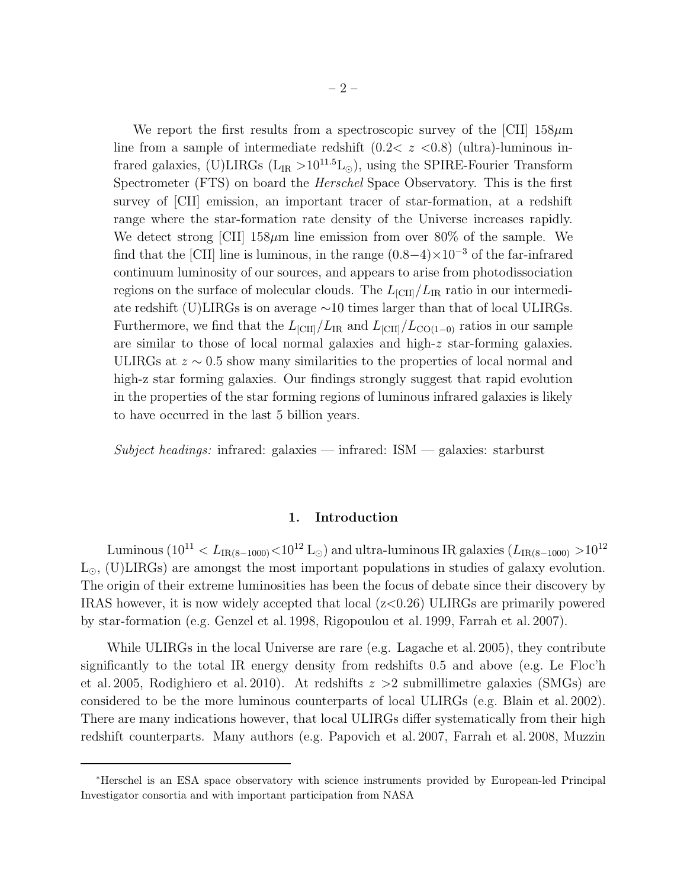We report the first results from a spectroscopic survey of the [CII] 158$\mu$m line from a sample of intermediate redshift ($0.2 < z < 0.8$) (ultra)-luminous infrared galaxies, (U)LIRGs ($L_{IR} > 10^{11.5} L_\odot$), using the SPIRE-Fourier Transform Spectrometer (FTS) on board the *Herschel* Space Observatory. This is the first survey of [CII] emission, an important tracer of star-formation, at a redshift range where the star-formation rate density of the Universe increases rapidly. We detect strong [CII] 158$\mu$m line emission from over 80% of the sample. We find that the [CII] line is luminous, in the range $(0.8-4)\times10^{-3}$ of the far-infrared continuum luminosity of our sources, and appears to arise from photodissociation regions on the surface of molecular clouds. The $L_{[CII]}/L_{IR}$ ratio in our intermediate redshift (U)LIRGs is on average $\sim$10 times larger than that of local ULIRGs. Furthermore, we find that the $L_{[CII]}/L_{IR}$ and $L_{[CII]}/L_{CO(1-0)}$ ratios in our sample are similar to those of local normal galaxies and high-$z$ star-forming galaxies. ULIRGs at $z \sim 0.5$ show many similarities to the properties of local normal and high-z star forming galaxies. Our findings strongly suggest that rapid evolution in the properties of the star forming regions of luminous infrared galaxies is likely to have occurred in the last 5 billion years.

*Subject headings:* infrared: galaxies — infrared: ISM — galaxies: starburst

## 1. Introduction

Luminous ($10^{11} < L_{IR(8-1000)} < 10^{12}$ L$_\odot$) and ultra-luminous IR galaxies ($L_{IR(8-1000)} > 10^{12}$ L$_\odot$, (U)LIRGs) are amongst the most important populations in studies of galaxy evolution. The origin of their extreme luminosities has been the focus of debate since their discovery by IRAS however, it is now widely accepted that local (z<0.26) ULIRGs are primarily powered by star-formation (e.g. Genzel et al. 1998, Rigopoulou et al. 1999, Farrah et al. 2007).

While ULIRGs in the local Universe are rare (e.g. Lagache et al. 2005), they contribute significantly to the total IR energy density from redshifts 0.5 and above (e.g. Le Floc'h et al. 2005, Rodighiero et al. 2010). At redshifts $z > 2$ submillimetre galaxies (SMGs) are considered to be the more luminous counterparts of local ULIRGs (e.g. Blain et al. 2002). There are many indications however, that local ULIRGs differ systematically from their high redshift counterparts. Many authors (e.g. Papovich et al. 2007, Farrah et al. 2008, Muzzin

*Herschel is an ESA space observatory with science instruments provided by European-led Principal Investigator consortia and with important participation from NASA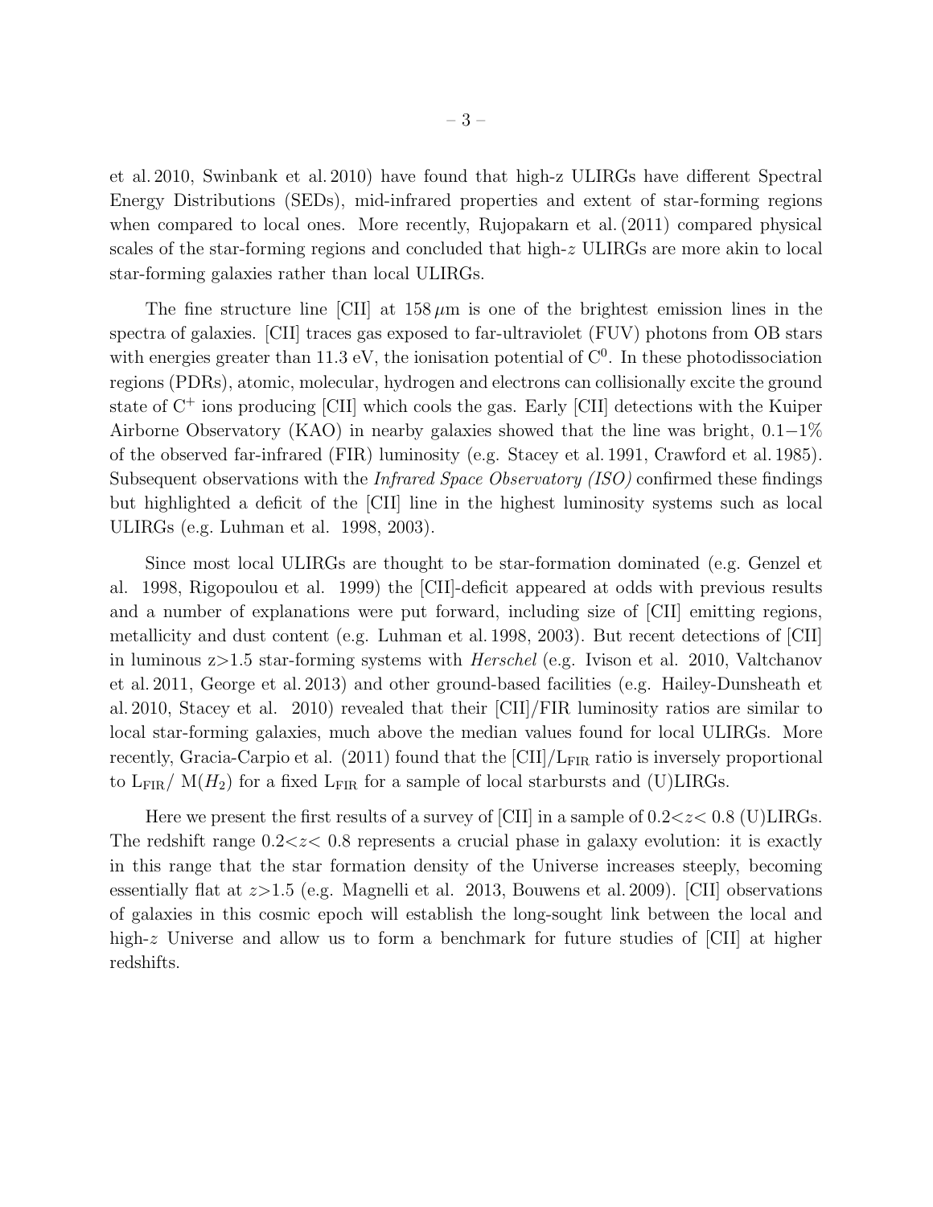et al. 2010, Swinbank et al. 2010) have found that high-z ULIRGs have different Spectral Energy Distributions (SEDs), mid-infrared properties and extent of star-forming regions when compared to local ones. More recently, Rujopakarn et al. (2011) compared physical scales of the star-forming regions and concluded that high-$z$ ULIRGs are more akin to local star-forming galaxies rather than local ULIRGs.

The fine structure line [CII] at $158\,\mu$m is one of the brightest emission lines in the spectra of galaxies. [CII] traces gas exposed to far-ultraviolet (FUV) photons from OB stars with energies greater than 11.3 eV, the ionisation potential of $C^0$. In these photodissociation regions (PDRs), atomic, molecular, hydrogen and electrons can collisionally excite the ground state of $C^+$ ions producing [CII] which cools the gas. Early [CII] detections with the Kuiper Airborne Observatory (KAO) in nearby galaxies showed that the line was bright, $0.1-1\%$ of the observed far-infrared (FIR) luminosity (e.g. Stacey et al. 1991, Crawford et al. 1985). Subsequent observations with the *Infrared Space Observatory (ISO)* confirmed these findings but highlighted a deficit of the [CII] line in the highest luminosity systems such as local ULIRGs (e.g. Luhman et al. 1998, 2003).

Since most local ULIRGs are thought to be star-formation dominated (e.g. Genzel et al. 1998, Rigopoulou et al. 1999) the [CII]-deficit appeared at odds with previous results and a number of explanations were put forward, including size of [CII] emitting regions, metallicity and dust content (e.g. Luhman et al. 1998, 2003). But recent detections of [CII] in luminous $z>1.5$ star-forming systems with *Herschel* (e.g. Ivison et al. 2010, Valtchanov et al. 2011, George et al. 2013) and other ground-based facilities (e.g. Hailey-Dunsheath et al. 2010, Stacey et al. 2010) revealed that their [CII]/FIR luminosity ratios are similar to local star-forming galaxies, much above the median values found for local ULIRGs. More recently, Gracia-Carpio et al. (2011) found that the [CII]/$L_{\rm FIR}$ ratio is inversely proportional to $L_{\rm FIR}$/ $M(H_2)$ for a fixed $L_{\rm FIR}$ for a sample of local starbursts and (U)LIRGs.

Here we present the first results of a survey of [CII] in a sample of $0.2<z<0.8$ (U)LIRGs. The redshift range $0.2<z<0.8$ represents a crucial phase in galaxy evolution: it is exactly in this range that the star formation density of the Universe increases steeply, becoming essentially flat at $z>1.5$ (e.g. Magnelli et al. 2013, Bouwens et al. 2009). [CII] observations of galaxies in this cosmic epoch will establish the long-sought link between the local and high-$z$ Universe and allow us to form a benchmark for future studies of [CII] at higher redshifts.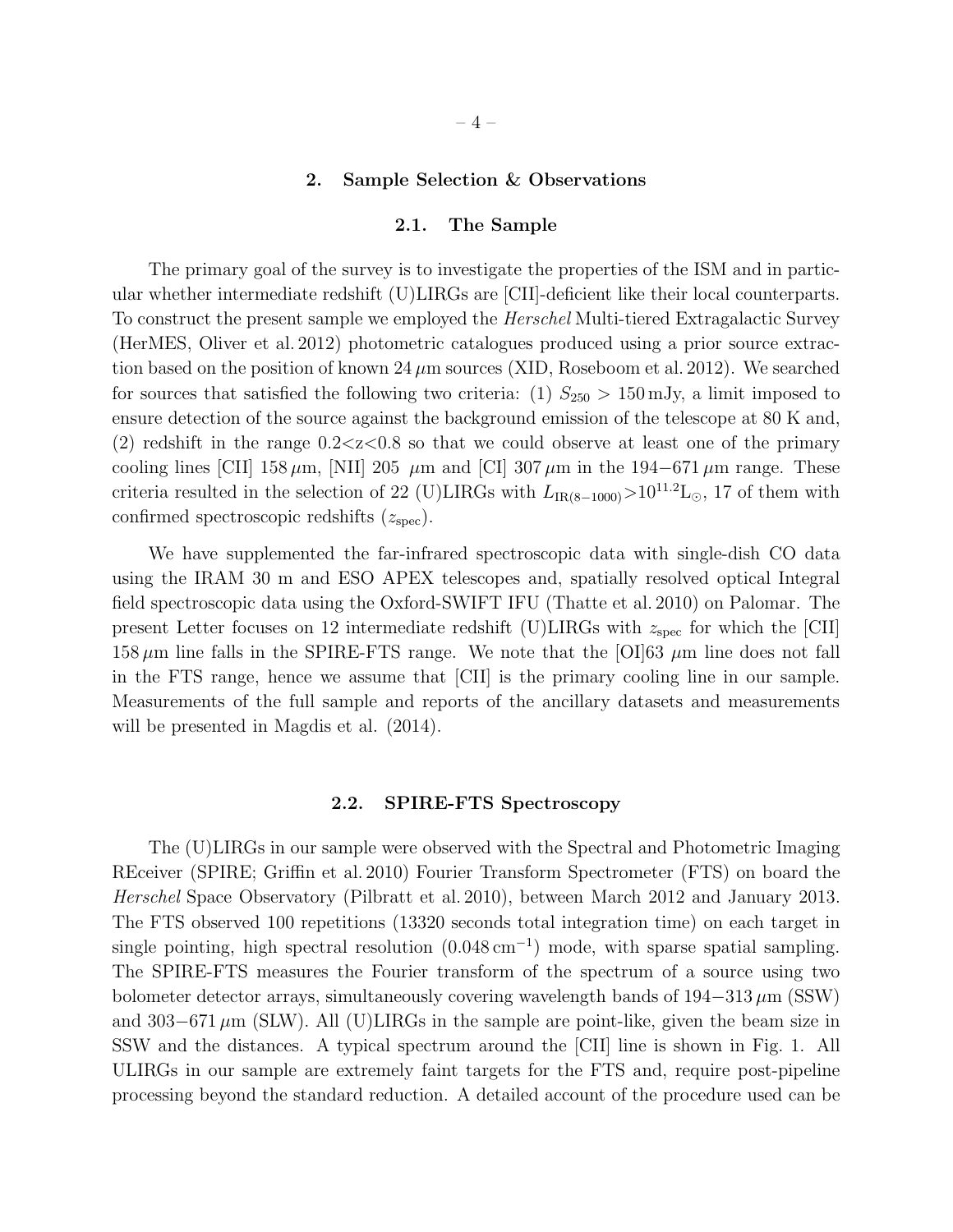## 2. Sample Selection & Observations

### 2.1. The Sample

The primary goal of the survey is to investigate the properties of the ISM and in particular whether intermediate redshift (U)LIRGs are [CII]-deficient like their local counterparts. To construct the present sample we employed the *Herschel* Multi-tiered Extragalactic Survey (HerMES, Oliver et al. 2012) photometric catalogues produced using a prior source extraction based on the position of known 24 $\mu$m sources (XID, Roseboom et al. 2012). We searched for sources that satisfied the following two criteria: (1) $S_{250} > 150$ mJy, a limit imposed to ensure detection of the source against the background emission of the telescope at 80 K and, (2) redshift in the range 0.2<z<0.8 so that we could observe at least one of the primary cooling lines [CII] 158 $\mu$m, [NII] 205 $\mu$m and [CI] 307 $\mu$m in the 194−671 $\mu$m range. These criteria resulted in the selection of 22 (U)LIRGs with $L_{\rm IR(8-1000)}>10^{11.2}$L$_{\odot}$, 17 of them with confirmed spectroscopic redshifts ($z_{\rm spec}$).

We have supplemented the far-infrared spectroscopic data with single-dish CO data using the IRAM 30 m and ESO APEX telescopes and, spatially resolved optical Integral field spectroscopic data using the Oxford-SWIFT IFU (Thatte et al. 2010) on Palomar. The present Letter focuses on 12 intermediate redshift (U)LIRGs with $z_{\rm spec}$ for which the [CII] 158 $\mu$m line falls in the SPIRE-FTS range. We note that the [OI]63 $\mu$m line does not fall in the FTS range, hence we assume that [CII] is the primary cooling line in our sample. Measurements of the full sample and reports of the ancillary datasets and measurements will be presented in Magdis et al. (2014).

### 2.2. SPIRE-FTS Spectroscopy

The (U)LIRGs in our sample were observed with the Spectral and Photometric Imaging REceiver (SPIRE; Griffin et al. 2010) Fourier Transform Spectrometer (FTS) on board the *Herschel* Space Observatory (Pilbratt et al. 2010), between March 2012 and January 2013. The FTS observed 100 repetitions (13320 seconds total integration time) on each target in single pointing, high spectral resolution (0.048 cm$^{-1}$) mode, with sparse spatial sampling. The SPIRE-FTS measures the Fourier transform of the spectrum of a source using two bolometer detector arrays, simultaneously covering wavelength bands of 194−313 $\mu$m (SSW) and 303−671 $\mu$m (SLW). All (U)LIRGs in the sample are point-like, given the beam size in SSW and the distances. A typical spectrum around the [CII] line is shown in Fig. 1. All ULIRGs in our sample are extremely faint targets for the FTS and, require post-pipeline processing beyond the standard reduction. A detailed account of the procedure used can be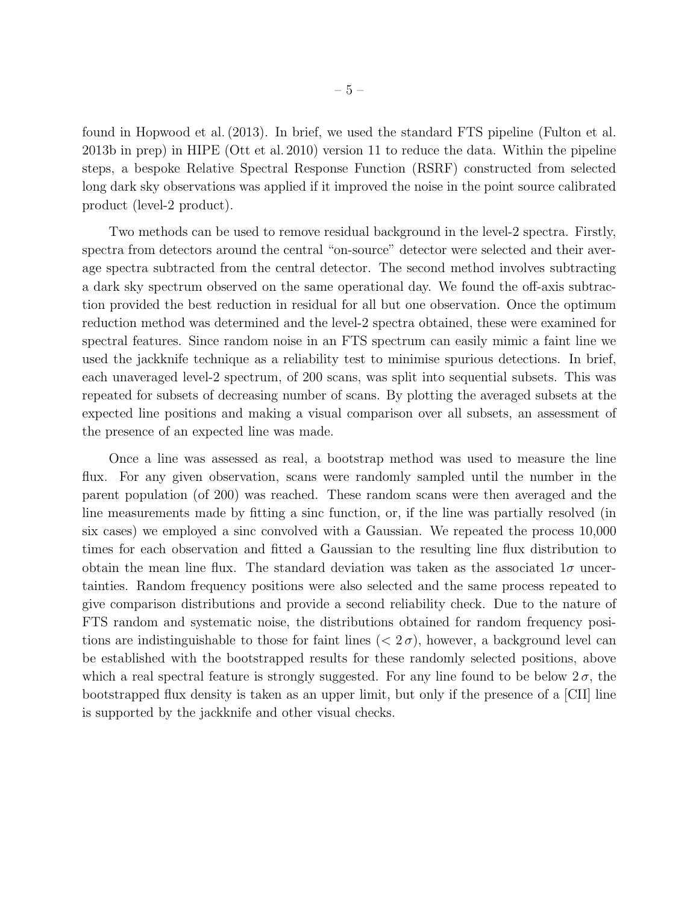found in Hopwood et al. (2013). In brief, we used the standard FTS pipeline (Fulton et al. 2013b in prep) in HIPE (Ott et al. 2010) version 11 to reduce the data. Within the pipeline steps, a bespoke Relative Spectral Response Function (RSRF) constructed from selected long dark sky observations was applied if it improved the noise in the point source calibrated product (level-2 product).

Two methods can be used to remove residual background in the level-2 spectra. Firstly, spectra from detectors around the central "on-source" detector were selected and their average spectra subtracted from the central detector. The second method involves subtracting a dark sky spectrum observed on the same operational day. We found the off-axis subtraction provided the best reduction in residual for all but one observation. Once the optimum reduction method was determined and the level-2 spectra obtained, these were examined for spectral features. Since random noise in an FTS spectrum can easily mimic a faint line we used the jackknife technique as a reliability test to minimise spurious detections. In brief, each unaveraged level-2 spectrum, of 200 scans, was split into sequential subsets. This was repeated for subsets of decreasing number of scans. By plotting the averaged subsets at the expected line positions and making a visual comparison over all subsets, an assessment of the presence of an expected line was made.

Once a line was assessed as real, a bootstrap method was used to measure the line flux. For any given observation, scans were randomly sampled until the number in the parent population (of 200) was reached. These random scans were then averaged and the line measurements made by fitting a sinc function, or, if the line was partially resolved (in six cases) we employed a sinc convolved with a Gaussian. We repeated the process 10,000 times for each observation and fitted a Gaussian to the resulting line flux distribution to obtain the mean line flux. The standard deviation was taken as the associated $1\sigma$ uncertainties. Random frequency positions were also selected and the same process repeated to give comparison distributions and provide a second reliability check. Due to the nature of FTS random and systematic noise, the distributions obtained for random frequency positions are indistinguishable to those for faint lines ($< 2\,\sigma$), however, a background level can be established with the bootstrapped results for these randomly selected positions, above which a real spectral feature is strongly suggested. For any line found to be below $2\,\sigma$, the bootstrapped flux density is taken as an upper limit, but only if the presence of a [CII] line is supported by the jackknife and other visual checks.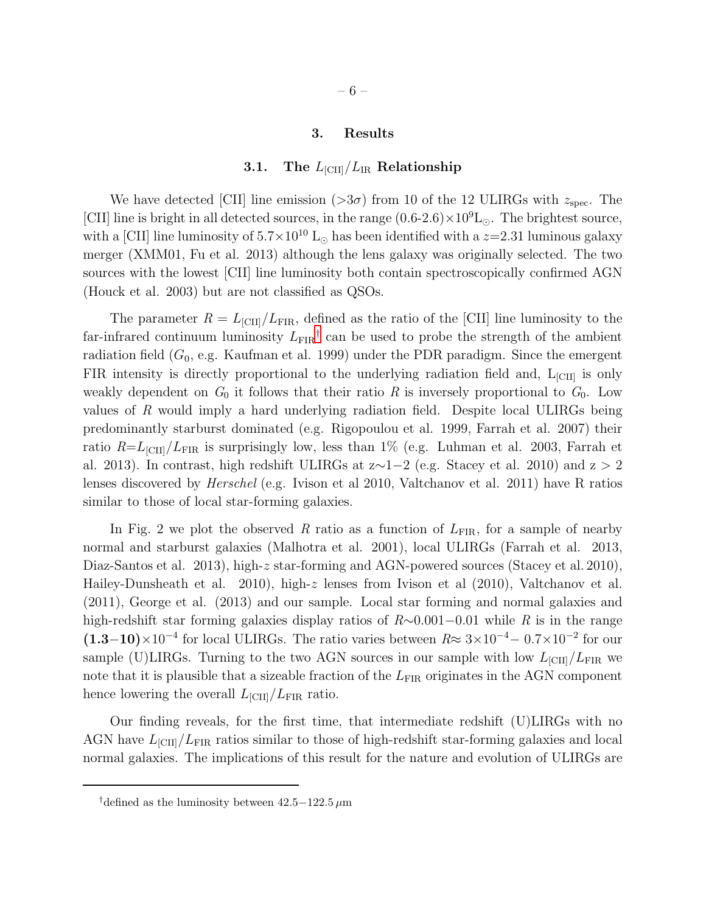## 3. Results

### 3.1. The $L_{[CII]}/L_{IR}$ Relationship

We have detected [CII] line emission (>3$\sigma$) from 10 of the 12 ULIRGs with $z_{spec}$. The [CII] line is bright in all detected sources, in the range (0.6-2.6)$\times 10^9$L$_\odot$. The brightest source, with a [CII] line luminosity of $5.7\times10^{10}$ L$_\odot$ has been identified with a $z$=2.31 luminous galaxy merger (XMM01, Fu et al. 2013) although the lens galaxy was originally selected. The two sources with the lowest [CII] line luminosity both contain spectroscopically confirmed AGN (Houck et al. 2003) but are not classified as QSOs.

The parameter $R = L_{[CII]}/L_{FIR}$, defined as the ratio of the [CII] line luminosity to the far-infrared continuum luminosity $L_{FIR}$[†] can be used to probe the strength of the ambient radiation field ($G_0$, e.g. Kaufman et al. 1999) under the PDR paradigm. Since the emergent FIR intensity is directly proportional to the underlying radiation field and, L$_{[CII]}$ is only weakly dependent on $G_0$ it follows that their ratio $R$ is inversely proportional to $G_0$. Low values of $R$ would imply a hard underlying radiation field. Despite local ULIRGs being predominantly starburst dominated (e.g. Rigopoulou et al. 1999, Farrah et al. 2007) their ratio $R$=$L_{[CII]}/L_{FIR}$ is surprisingly low, less than 1% (e.g. Luhman et al. 2003, Farrah et al. 2013). In contrast, high redshift ULIRGs at z$\sim$1$-$2 (e.g. Stacey et al. 2010) and z > 2 lenses discovered by *Herschel* (e.g. Ivison et al 2010, Valtchanov et al. 2011) have R ratios similar to those of local star-forming galaxies.

In Fig. 2 we plot the observed $R$ ratio as a function of $L_{FIR}$, for a sample of nearby normal and starburst galaxies (Malhotra et al. 2001), local ULIRGs (Farrah et al. 2013, Diaz-Santos et al. 2013), high-$z$ star-forming and AGN-powered sources (Stacey et al. 2010), Hailey-Dunsheath et al. 2010), high-$z$ lenses from Ivison et al (2010), Valtchanov et al. (2011), George et al. (2013) and our sample. Local star forming and normal galaxies and high-redshift star forming galaxies display ratios of $R$$\sim$0.001$-$0.01 while $R$ is in the range $\mathbf{(1.3-10)}\times10^{-4}$ for local ULIRGs. The ratio varies between $R$$\approx$ $3\times10^{-4}-$ $0.7\times10^{-2}$ for our sample (U)LIRGs. Turning to the two AGN sources in our sample with low $L_{[CII]}/L_{FIR}$ we note that it is plausible that a sizeable fraction of the $L_{FIR}$ originates in the AGN component hence lowering the overall $L_{[CII]}/L_{FIR}$ ratio.

Our finding reveals, for the first time, that intermediate redshift (U)LIRGs with no AGN have $L_{[CII]}/L_{FIR}$ ratios similar to those of high-redshift star-forming galaxies and local normal galaxies. The implications of this result for the nature and evolution of ULIRGs are

[†] defined as the luminosity between 42.5$-$122.5 $\mu$m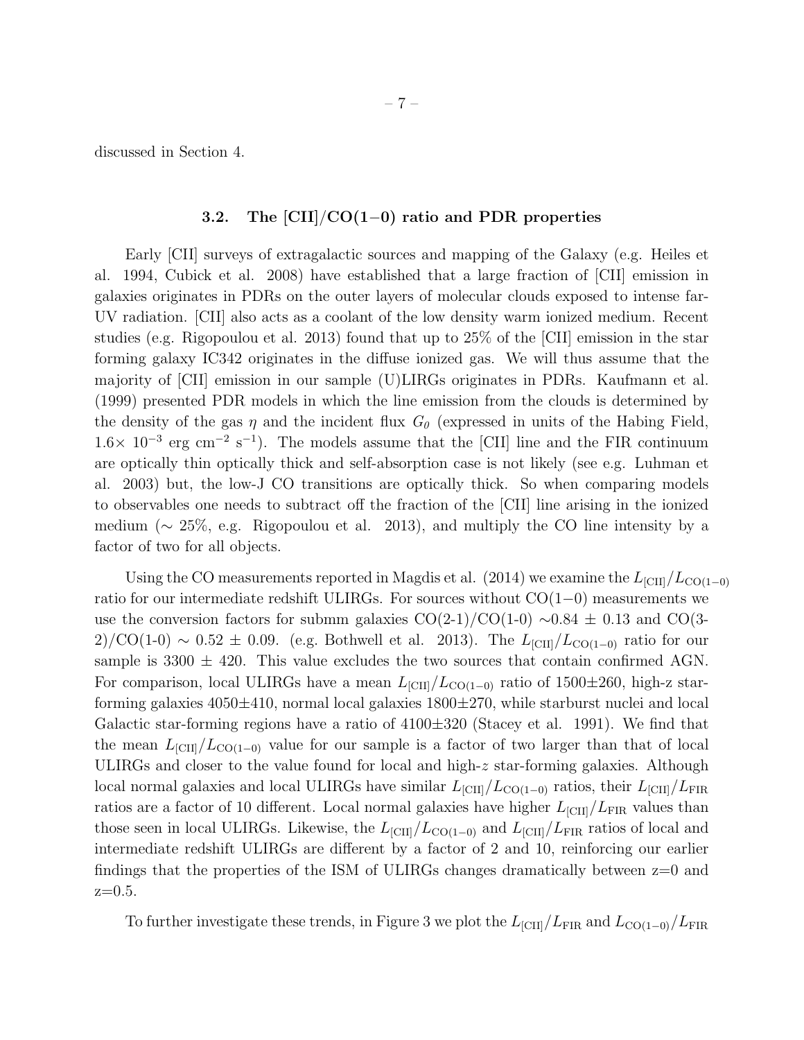discussed in Section 4.

### 3.2. The [CII]/CO(1−0) ratio and PDR properties

Early [CII] surveys of extragalactic sources and mapping of the Galaxy (e.g. Heiles et al. 1994, Cubick et al. 2008) have established that a large fraction of [CII] emission in galaxies originates in PDRs on the outer layers of molecular clouds exposed to intense far-UV radiation. [CII] also acts as a coolant of the low density warm ionized medium. Recent studies (e.g. Rigopoulou et al. 2013) found that up to 25% of the [CII] emission in the star forming galaxy IC342 originates in the diffuse ionized gas. We will thus assume that the majority of [CII] emission in our sample (U)LIRGs originates in PDRs. Kaufmann et al. (1999) presented PDR models in which the line emission from the clouds is determined by the density of the gas $\eta$ and the incident flux $G_0$ (expressed in units of the Habing Field, $1.6\times 10^{-3}$ erg cm$^{-2}$ s$^{-1}$). The models assume that the [CII] line and the FIR continuum are optically thin optically thick and self-absorption case is not likely (see e.g. Luhman et al. 2003) but, the low-J CO transitions are optically thick. So when comparing models to observables one needs to subtract off the fraction of the [CII] line arising in the ionized medium ($\sim$ 25%, e.g. Rigopoulou et al. 2013), and multiply the CO line intensity by a factor of two for all objects.

Using the CO measurements reported in Magdis et al. (2014) we examine the $L_{\rm [CII]}/L_{\rm CO(1-0)}$ ratio for our intermediate redshift ULIRGs. For sources without CO(1−0) measurements we use the conversion factors for submm galaxies CO(2-1)/CO(1-0) $\sim$0.84 $\pm$ 0.13 and CO(3-2)/CO(1-0) $\sim$ 0.52 $\pm$ 0.09. (e.g. Bothwell et al. 2013). The $L_{\rm [CII]}/L_{\rm CO(1-0)}$ ratio for our sample is 3300 $\pm$ 420. This value excludes the two sources that contain confirmed AGN. For comparison, local ULIRGs have a mean $L_{\rm [CII]}/L_{\rm CO(1-0)}$ ratio of 1500$\pm$260, high-z star-forming galaxies 4050$\pm$410, normal local galaxies 1800$\pm$270, while starburst nuclei and local Galactic star-forming regions have a ratio of 4100$\pm$320 (Stacey et al. 1991). We find that the mean $L_{\rm [CII]}/L_{\rm CO(1-0)}$ value for our sample is a factor of two larger than that of local ULIRGs and closer to the value found for local and high-$z$ star-forming galaxies. Although local normal galaxies and local ULIRGs have similar $L_{\rm [CII]}/L_{\rm CO(1-0)}$ ratios, their $L_{\rm [CII]}/L_{\rm FIR}$ ratios are a factor of 10 different. Local normal galaxies have higher $L_{\rm [CII]}/L_{\rm FIR}$ values than those seen in local ULIRGs. Likewise, the $L_{\rm [CII]}/L_{\rm CO(1-0)}$ and $L_{\rm [CII]}/L_{\rm FIR}$ ratios of local and intermediate redshift ULIRGs are different by a factor of 2 and 10, reinforcing our earlier findings that the properties of the ISM of ULIRGs changes dramatically between z=0 and z=0.5.

To further investigate these trends, in Figure 3 we plot the $L_{\rm [CII]}/L_{\rm FIR}$ and $L_{\rm CO(1-0)}/L_{\rm FIR}$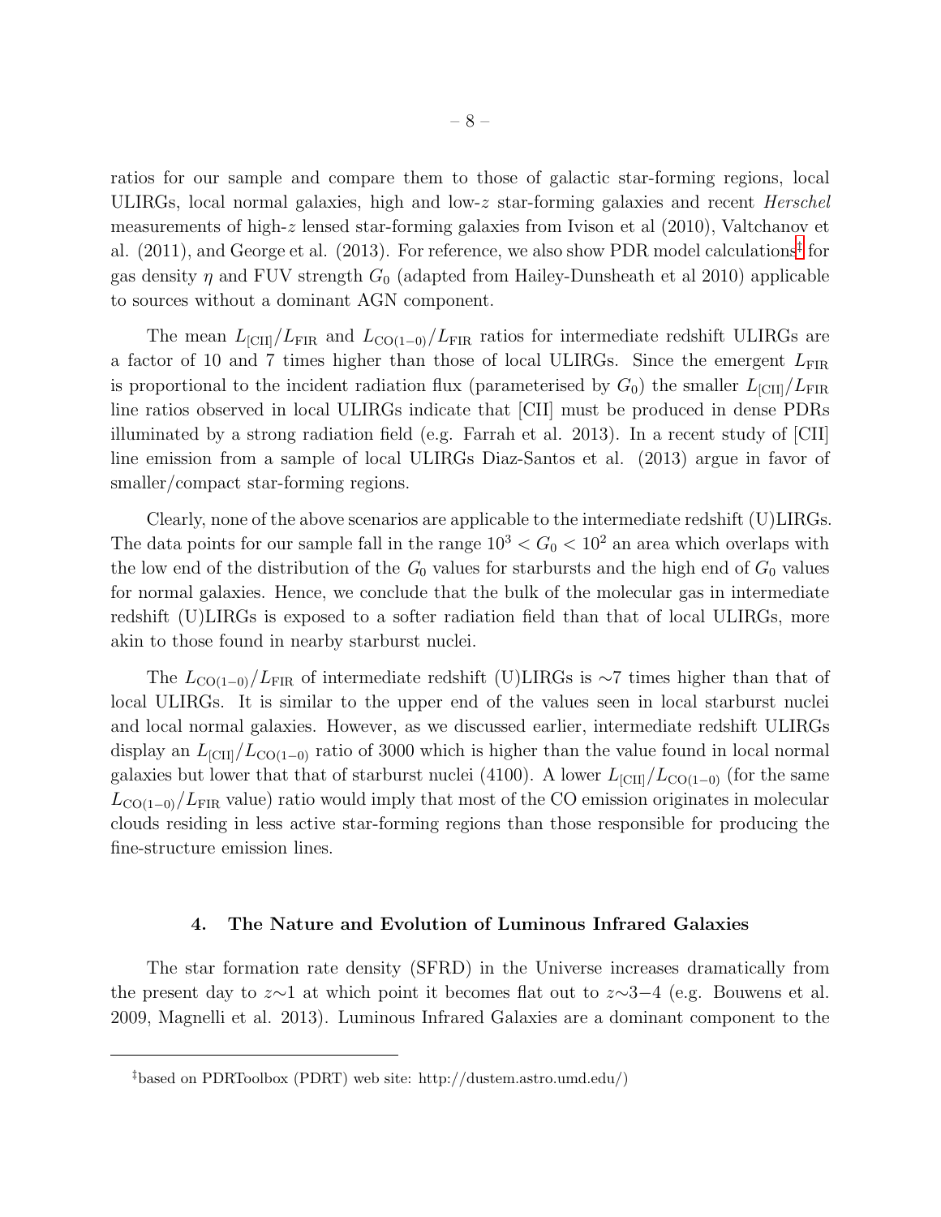ratios for our sample and compare them to those of galactic star-forming regions, local ULIRGs, local normal galaxies, high and low-$z$ star-forming galaxies and recent *Herschel* measurements of high-$z$ lensed star-forming galaxies from Ivison et al (2010), Valtchanov et al. (2011), and George et al. (2013). For reference, we also show PDR model calculations[‡] for gas density $\eta$ and FUV strength $G_0$ (adapted from Hailey-Dunsheath et al 2010) applicable to sources without a dominant AGN component.

The mean $L_{[\mathrm{CII}]}/L_{\mathrm{FIR}}$ and $L_{\mathrm{CO(1-0)}}/L_{\mathrm{FIR}}$ ratios for intermediate redshift ULIRGs are a factor of 10 and 7 times higher than those of local ULIRGs. Since the emergent $L_{\mathrm{FIR}}$ is proportional to the incident radiation flux (parameterised by $G_0$) the smaller $L_{[\mathrm{CII}]}/L_{\mathrm{FIR}}$ line ratios observed in local ULIRGs indicate that [CII] must be produced in dense PDRs illuminated by a strong radiation field (e.g. Farrah et al. 2013). In a recent study of [CII] line emission from a sample of local ULIRGs Diaz-Santos et al. (2013) argue in favor of smaller/compact star-forming regions.

Clearly, none of the above scenarios are applicable to the intermediate redshift (U)LIRGs. The data points for our sample fall in the range $10^3 < G_0 < 10^2$ an area which overlaps with the low end of the distribution of the $G_0$ values for starbursts and the high end of $G_0$ values for normal galaxies. Hence, we conclude that the bulk of the molecular gas in intermediate redshift (U)LIRGs is exposed to a softer radiation field than that of local ULIRGs, more akin to those found in nearby starburst nuclei.

The $L_{\mathrm{CO(1-0)}}/L_{\mathrm{FIR}}$ of intermediate redshift (U)LIRGs is $\sim$7 times higher than that of local ULIRGs. It is similar to the upper end of the values seen in local starburst nuclei and local normal galaxies. However, as we discussed earlier, intermediate redshift ULIRGs display an $L_{[\mathrm{CII}]}/L_{\mathrm{CO(1-0)}}$ ratio of 3000 which is higher than the value found in local normal galaxies but lower that that of starburst nuclei (4100). A lower $L_{[\mathrm{CII}]}/L_{\mathrm{CO(1-0)}}$ (for the same $L_{\mathrm{CO(1-0)}}/L_{\mathrm{FIR}}$ value) ratio would imply that most of the CO emission originates in molecular clouds residing in less active star-forming regions than those responsible for producing the fine-structure emission lines.

## 4. The Nature and Evolution of Luminous Infrared Galaxies

The star formation rate density (SFRD) in the Universe increases dramatically from the present day to $z{\sim}1$ at which point it becomes flat out to $z{\sim}3{-}4$ (e.g. Bouwens et al. 2009, Magnelli et al. 2013). Luminous Infrared Galaxies are a dominant component to the

---

[‡]based on PDRToolbox (PDRT) web site: http://dustem.astro.umd.edu/)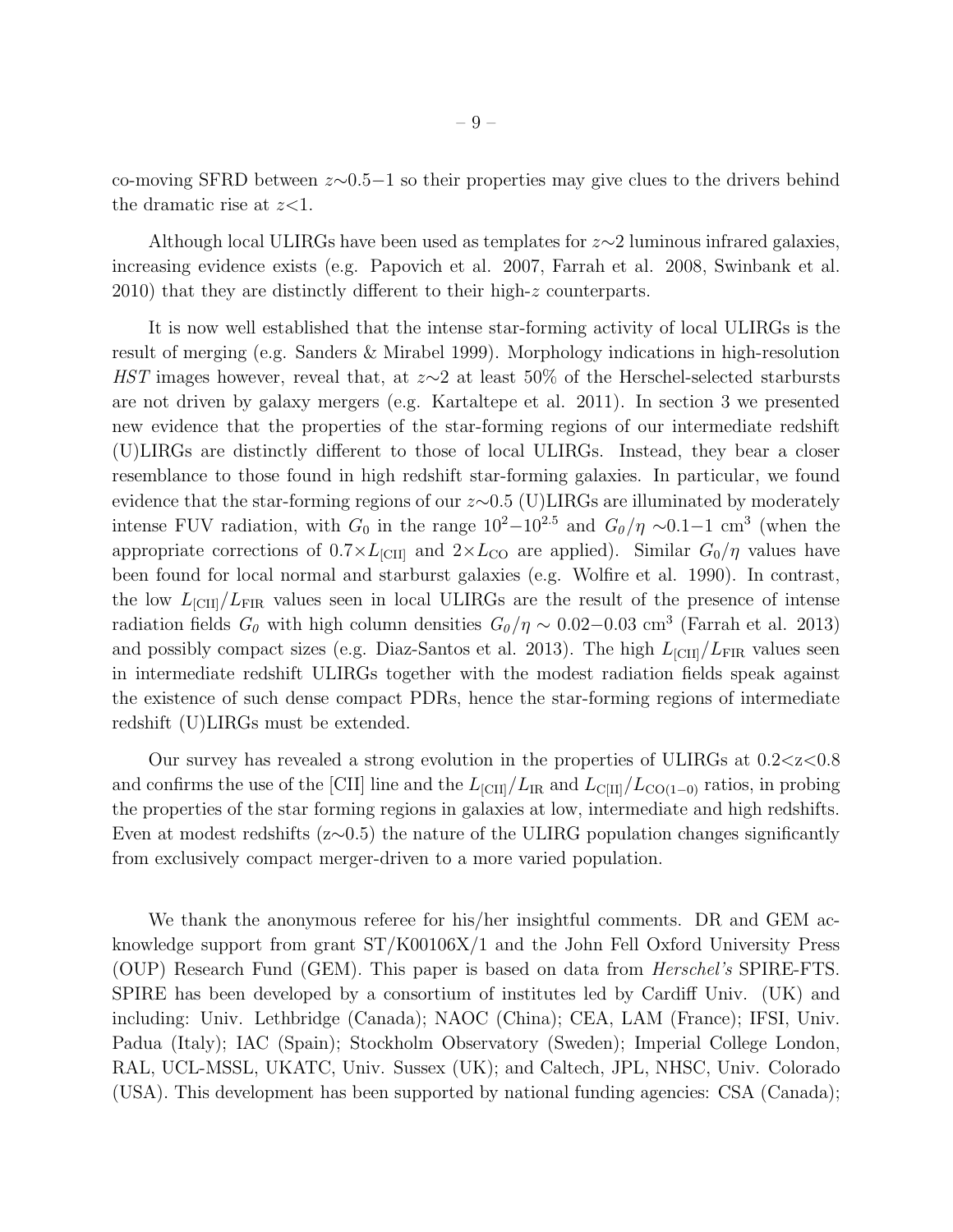co-moving SFRD between $z\sim0.5-1$ so their properties may give clues to the drivers behind the dramatic rise at $z<1$.

Although local ULIRGs have been used as templates for $z\sim2$ luminous infrared galaxies, increasing evidence exists (e.g. Papovich et al. 2007, Farrah et al. 2008, Swinbank et al. 2010) that they are distinctly different to their high-$z$ counterparts.

It is now well established that the intense star-forming activity of local ULIRGs is the result of merging (e.g. Sanders & Mirabel 1999). Morphology indications in high-resolution *HST* images however, reveal that, at $z\sim2$ at least 50% of the Herschel-selected starbursts are not driven by galaxy mergers (e.g. Kartaltepe et al. 2011). In section 3 we presented new evidence that the properties of the star-forming regions of our intermediate redshift (U)LIRGs are distinctly different to those of local ULIRGs. Instead, they bear a closer resemblance to those found in high redshift star-forming galaxies. In particular, we found evidence that the star-forming regions of our $z\sim0.5$ (U)LIRGs are illuminated by moderately intense FUV radiation, with $G_0$ in the range $10^2-10^{2.5}$ and $G_0/\eta \sim 0.1-1$ cm$^3$ (when the appropriate corrections of $0.7\times L_{\rm [CII]}$ and $2\times L_{\rm CO}$ are applied). Similar $G_0/\eta$ values have been found for local normal and starburst galaxies (e.g. Wolfire et al. 1990). In contrast, the low $L_{\rm [CII]}/L_{\rm FIR}$ values seen in local ULIRGs are the result of the presence of intense radiation fields $G_0$ with high column densities $G_0/\eta \sim 0.02-0.03$ cm$^3$ (Farrah et al. 2013) and possibly compact sizes (e.g. Diaz-Santos et al. 2013). The high $L_{\rm [CII]}/L_{\rm FIR}$ values seen in intermediate redshift ULIRGs together with the modest radiation fields speak against the existence of such dense compact PDRs, hence the star-forming regions of intermediate redshift (U)LIRGs must be extended.

Our survey has revealed a strong evolution in the properties of ULIRGs at $0.2<z<0.8$ and confirms the use of the [CII] line and the $L_{\rm [CII]}/L_{\rm IR}$ and $L_{\rm C[II]}/L_{\rm CO(1-0)}$ ratios, in probing the properties of the star forming regions in galaxies at low, intermediate and high redshifts. Even at modest redshifts ($z\sim0.5$) the nature of the ULIRG population changes significantly from exclusively compact merger-driven to a more varied population.

We thank the anonymous referee for his/her insightful comments. DR and GEM acknowledge support from grant ST/K00106X/1 and the John Fell Oxford University Press (OUP) Research Fund (GEM). This paper is based on data from *Herschel's* SPIRE-FTS. SPIRE has been developed by a consortium of institutes led by Cardiff Univ. (UK) and including: Univ. Lethbridge (Canada); NAOC (China); CEA, LAM (France); IFSI, Univ. Padua (Italy); IAC (Spain); Stockholm Observatory (Sweden); Imperial College London, RAL, UCL-MSSL, UKATC, Univ. Sussex (UK); and Caltech, JPL, NHSC, Univ. Colorado (USA). This development has been supported by national funding agencies: CSA (Canada);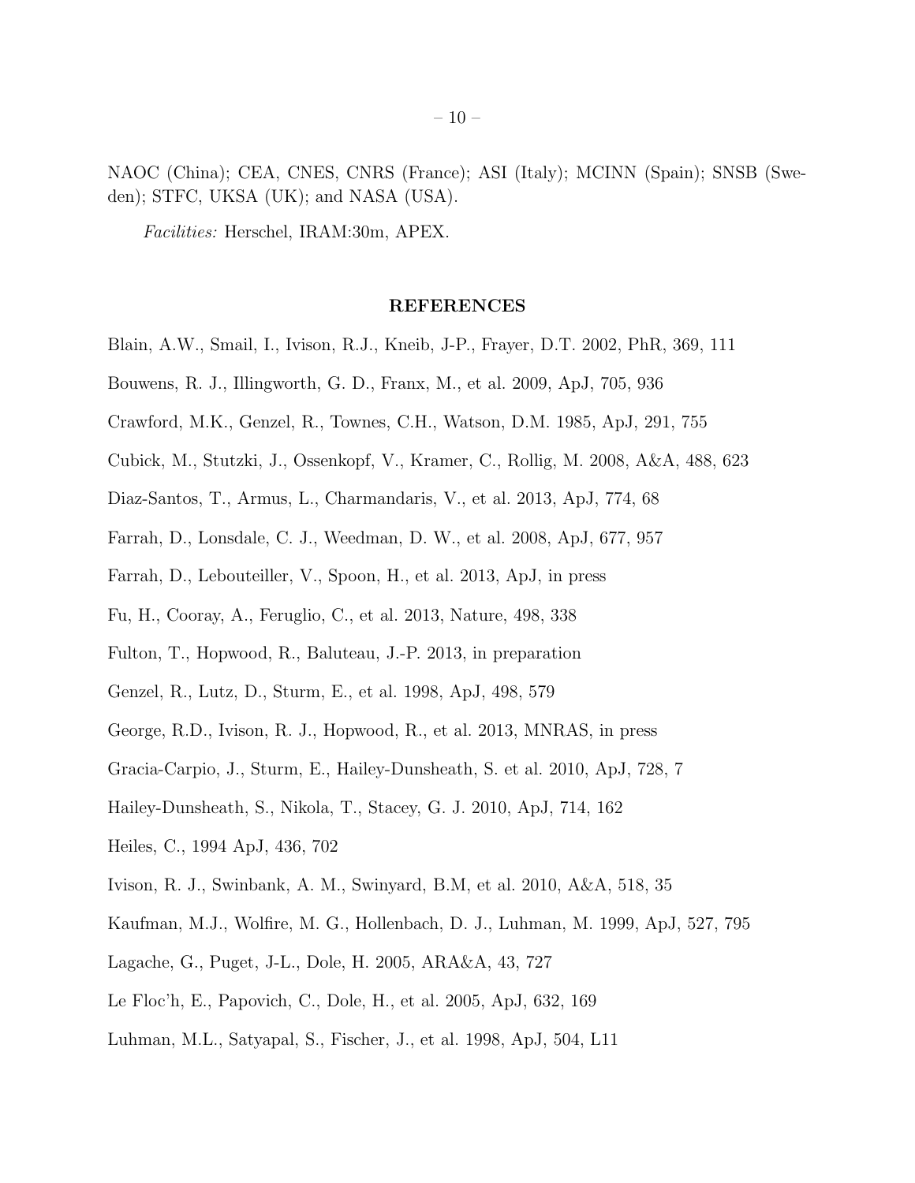NAOC (China); CEA, CNES, CNRS (France); ASI (Italy); MCINN (Spain); SNSB (Sweden); STFC, UKSA (UK); and NASA (USA).

*Facilities:* Herschel, IRAM:30m, APEX.

## REFERENCES

Blain, A.W., Smail, I., Ivison, R.J., Kneib, J-P., Frayer, D.T. 2002, PhR, 369, 111

Bouwens, R. J., Illingworth, G. D., Franx, M., et al. 2009, ApJ, 705, 936

Crawford, M.K., Genzel, R., Townes, C.H., Watson, D.M. 1985, ApJ, 291, 755

Cubick, M., Stutzki, J., Ossenkopf, V., Kramer, C., Rollig, M. 2008, A&A, 488, 623

Diaz-Santos, T., Armus, L., Charmandaris, V., et al. 2013, ApJ, 774, 68

Farrah, D., Lonsdale, C. J., Weedman, D. W., et al. 2008, ApJ, 677, 957

Farrah, D., Lebouteiller, V., Spoon, H., et al. 2013, ApJ, in press

Fu, H., Cooray, A., Feruglio, C., et al. 2013, Nature, 498, 338

Fulton, T., Hopwood, R., Baluteau, J.-P. 2013, in preparation

Genzel, R., Lutz, D., Sturm, E., et al. 1998, ApJ, 498, 579

George, R.D., Ivison, R. J., Hopwood, R., et al. 2013, MNRAS, in press

Gracia-Carpio, J., Sturm, E., Hailey-Dunsheath, S. et al. 2010, ApJ, 728, 7

Hailey-Dunsheath, S., Nikola, T., Stacey, G. J. 2010, ApJ, 714, 162

Heiles, C., 1994 ApJ, 436, 702

Ivison, R. J., Swinbank, A. M., Swinyard, B.M, et al. 2010, A&A, 518, 35

Kaufman, M.J., Wolfire, M. G., Hollenbach, D. J., Luhman, M. 1999, ApJ, 527, 795

Lagache, G., Puget, J-L., Dole, H. 2005, ARA&A, 43, 727

Le Floc'h, E., Papovich, C., Dole, H., et al. 2005, ApJ, 632, 169

Luhman, M.L., Satyapal, S., Fischer, J., et al. 1998, ApJ, 504, L11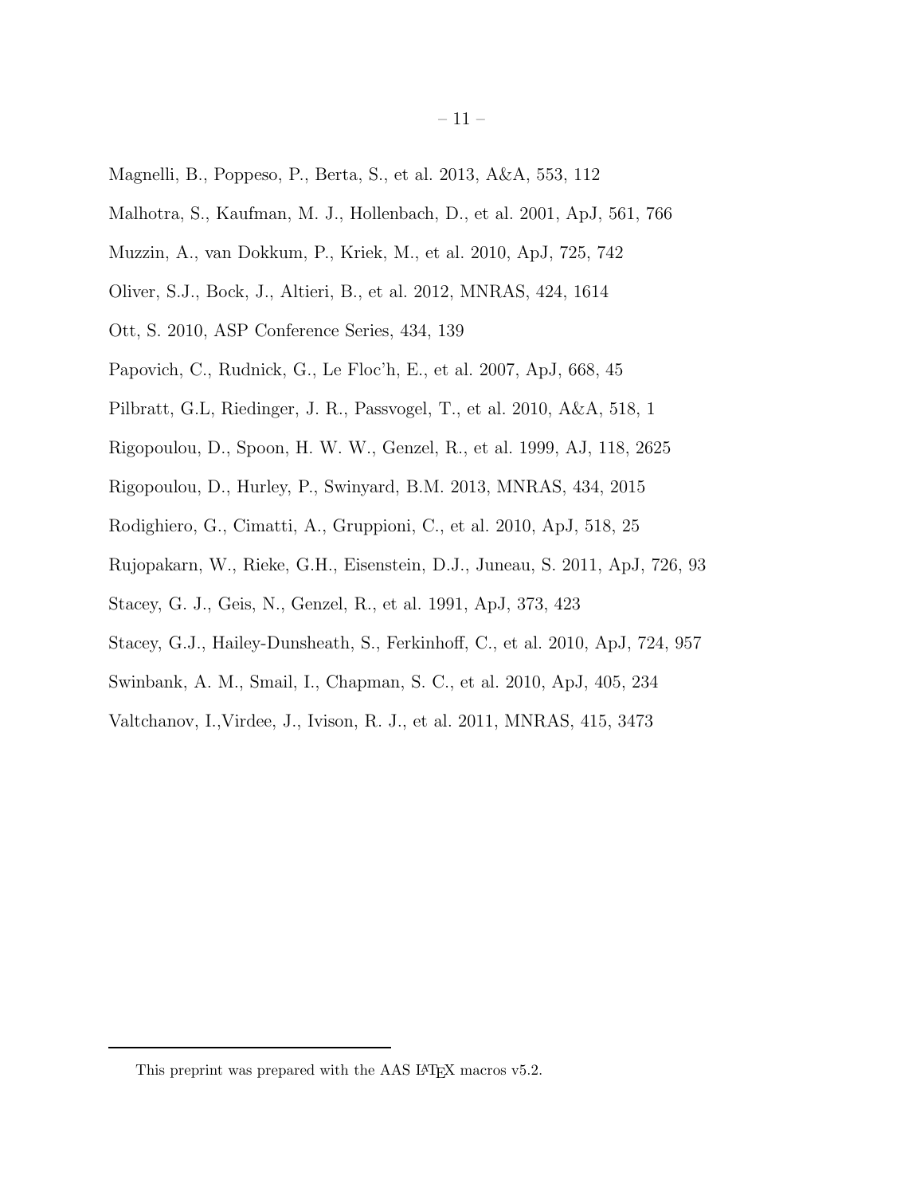Magnelli, B., Poppeso, P., Berta, S., et al. 2013, A&A, 553, 112

Malhotra, S., Kaufman, M. J., Hollenbach, D., et al. 2001, ApJ, 561, 766

Muzzin, A., van Dokkum, P., Kriek, M., et al. 2010, ApJ, 725, 742

Oliver, S.J., Bock, J., Altieri, B., et al. 2012, MNRAS, 424, 1614

Ott, S. 2010, ASP Conference Series, 434, 139

Papovich, C., Rudnick, G., Le Floc'h, E., et al. 2007, ApJ, 668, 45

Pilbratt, G.L, Riedinger, J. R., Passvogel, T., et al. 2010, A&A, 518, 1

Rigopoulou, D., Spoon, H. W. W., Genzel, R., et al. 1999, AJ, 118, 2625

Rigopoulou, D., Hurley, P., Swinyard, B.M. 2013, MNRAS, 434, 2015

Rodighiero, G., Cimatti, A., Gruppioni, C., et al. 2010, ApJ, 518, 25

Rujopakarn, W., Rieke, G.H., Eisenstein, D.J., Juneau, S. 2011, ApJ, 726, 93

Stacey, G. J., Geis, N., Genzel, R., et al. 1991, ApJ, 373, 423

Stacey, G.J., Hailey-Dunsheath, S., Ferkinhoff, C., et al. 2010, ApJ, 724, 957

Swinbank, A. M., Smail, I., Chapman, S. C., et al. 2010, ApJ, 405, 234

Valtchanov, I.,Virdee, J., Ivison, R. J., et al. 2011, MNRAS, 415, 3473

---

This preprint was prepared with the AAS LaTeX macros v5.2.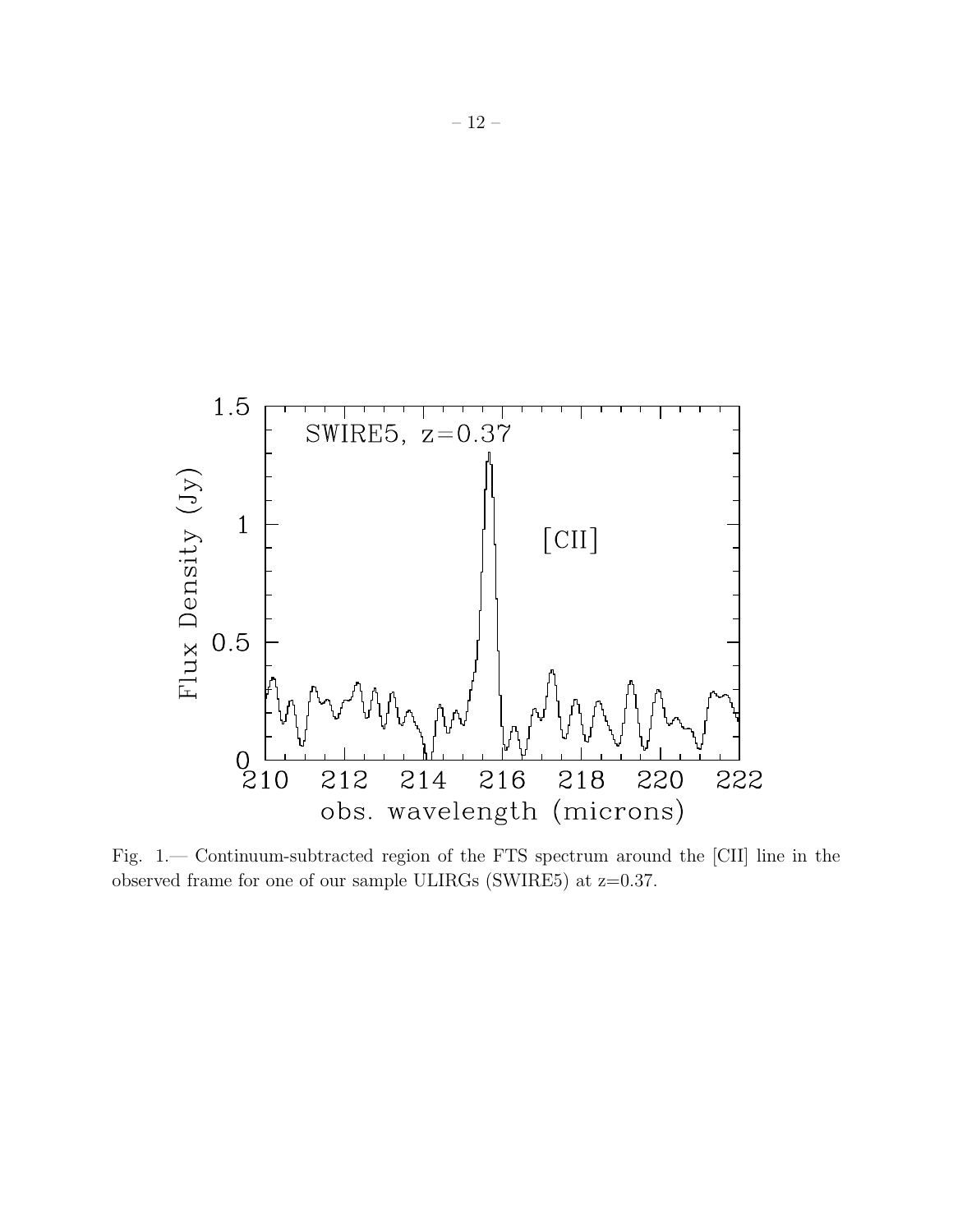Fig. 1.— Continuum-subtracted region of the FTS spectrum around the [CII] line in the observed frame for one of our sample ULIRGs (SWIRE5) at z=0.37.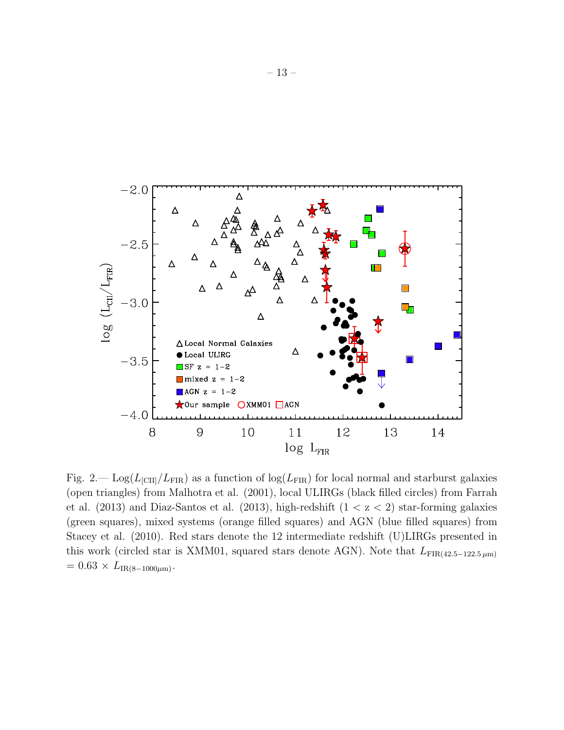Fig. 2.— $\mathrm{Log}(L_{\mathrm{[CII]}}/L_{\mathrm{FIR}})$ as a function of $\log(L_{\mathrm{FIR}})$ for local normal and starburst galaxies (open triangles) from Malhotra et al. (2001), local ULIRGs (black filled circles) from Farrah et al. (2013) and Diaz-Santos et al. (2013), high-redshift ($1 < z < 2$) star-forming galaxies (green squares), mixed systems (orange filled squares) and AGN (blue filled squares) from Stacey et al. (2010). Red stars denote the 12 intermediate redshift (U)LIRGs presented in this work (circled star is XMM01, squared stars denote AGN). Note that $L_{\mathrm{FIR}(42.5-122.5\,\mu\mathrm{m})} = 0.63 \times L_{\mathrm{IR}(8-1000\mu\mathrm{m})}$.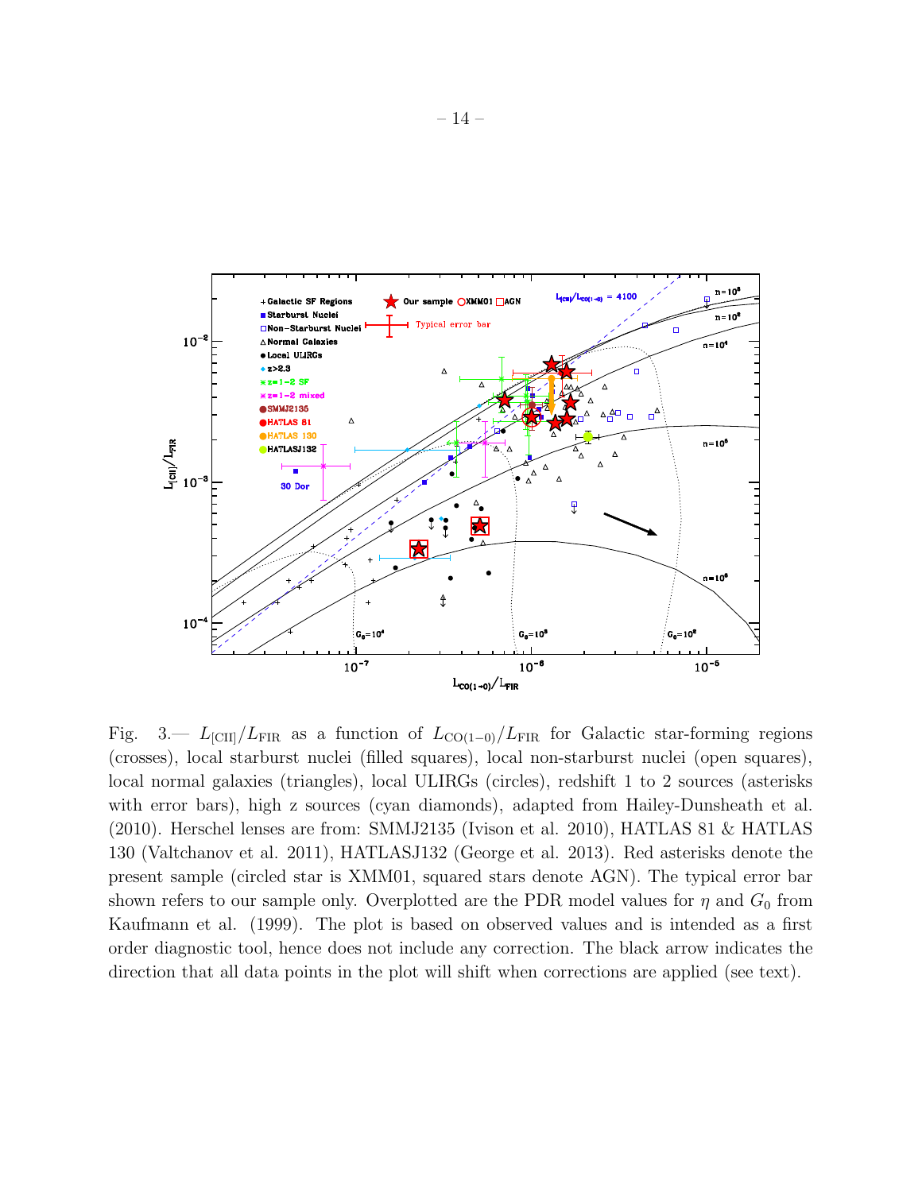Galactic SF Regions
Starburst Nuclei
Non-Starburst Nuclei
Normal Galaxies
Local ULIRGs
z>2.3
z=1-2 SF
z=1-2 mixed
SMMJ2135
HATLAS 81
HATLAS 130
HATLASJ132
Our sample
XMM01
AGN
Typical error bar
$L_{[CII]}/L_{CO(1-0)} = 4100$
$n=10^3$
$n=10^2$
$n=10^4$
$n=10^5$
$n=10^6$
30 Dor
$G_0=10^4$
$G_0=10^3$
$G_0=10^2$
$10^{-2}$
$10^{-3}$
$10^{-4}$
$10^{-7}$
$10^{-6}$
$10^{-5}$
$L_{[CII]}/L_{FIR}$
$L_{CO(1-0)}/L_{FIR}$

Fig. 3.— $L_{[CII]}/L_{FIR}$ as a function of $L_{CO(1-0)}/L_{FIR}$ for Galactic star-forming regions (crosses), local starburst nuclei (filled squares), local non-starburst nuclei (open squares), local normal galaxies (triangles), local ULIRGs (circles), redshift 1 to 2 sources (asterisks with error bars), high z sources (cyan diamonds), adapted from Hailey-Dunsheath et al. (2010). Herschel lenses are from: SMMJ2135 (Ivison et al. 2010), HATLAS 81 & HATLAS 130 (Valtchanov et al. 2011), HATLASJ132 (George et al. 2013). Red asterisks denote the present sample (circled star is XMM01, squared stars denote AGN). The typical error bar shown refers to our sample only. Overplotted are the PDR model values for $\eta$ and $G_0$ from Kaufmann et al. (1999). The plot is based on observed values and is intended as a first order diagnostic tool, hence does not include any correction. The black arrow indicates the direction that all data points in the plot will shift when corrections are applied (see text).